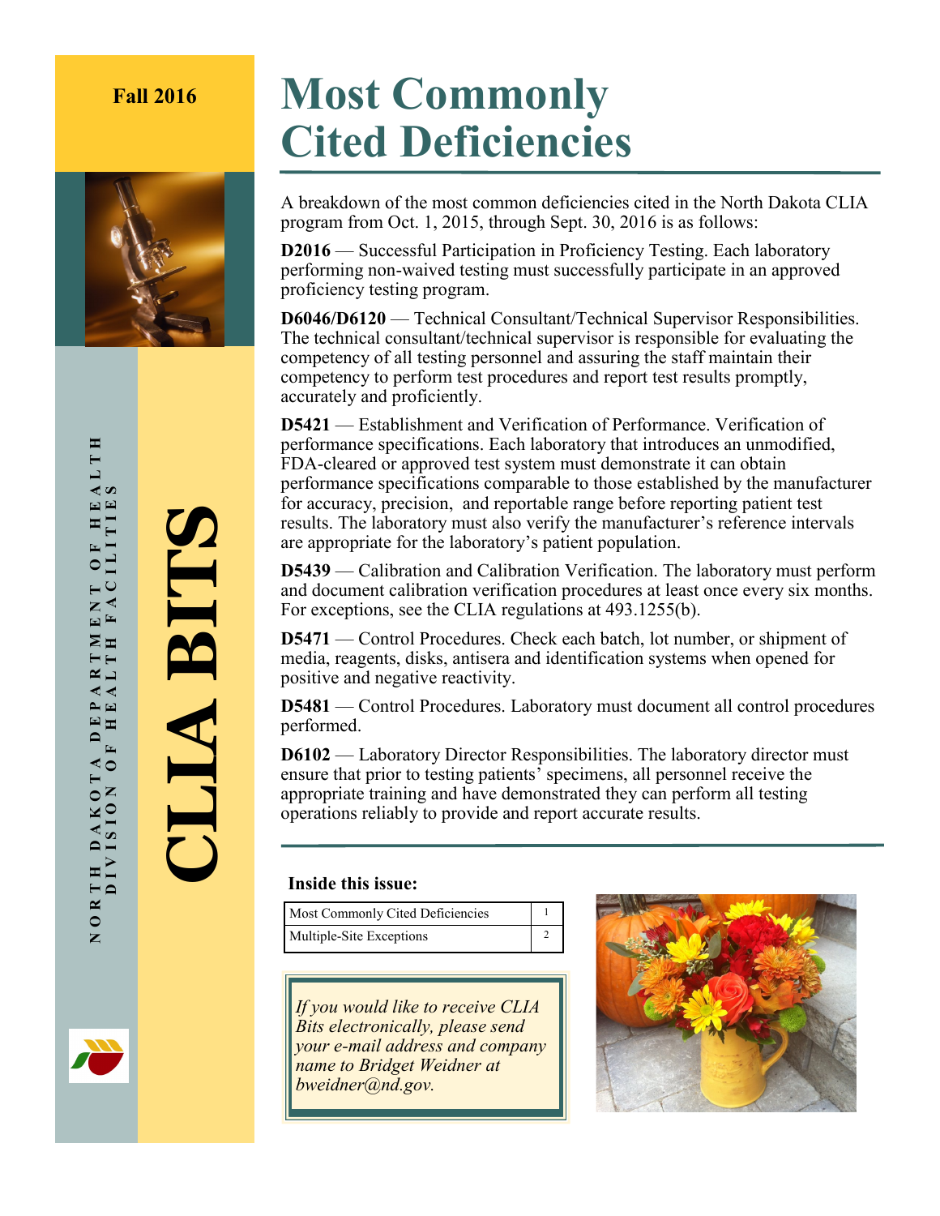Fall 2016

# CLIA BITS

NORTH DAKOTA DEPARTMENT OF HEALTH
DIVISION OF HEALTH FACILITIES

# Most Commonly Cited Deficiencies

A breakdown of the most common deficiencies cited in the North Dakota CLIA program from Oct. 1, 2015, through Sept. 30, 2016 is as follows:

**D2016** — Successful Participation in Proficiency Testing. Each laboratory performing non-waived testing must successfully participate in an approved proficiency testing program.

**D6046/D6120** — Technical Consultant/Technical Supervisor Responsibilities. The technical consultant/technical supervisor is responsible for evaluating the competency of all testing personnel and assuring the staff maintain their competency to perform test procedures and report test results promptly, accurately and proficiently.

**D5421** — Establishment and Verification of Performance. Verification of performance specifications. Each laboratory that introduces an unmodified, FDA-cleared or approved test system must demonstrate it can obtain performance specifications comparable to those established by the manufacturer for accuracy, precision, and reportable range before reporting patient test results. The laboratory must also verify the manufacturer's reference intervals are appropriate for the laboratory's patient population.

**D5439** — Calibration and Calibration Verification. The laboratory must perform and document calibration verification procedures at least once every six months. For exceptions, see the CLIA regulations at 493.1255(b).

**D5471** — Control Procedures. Check each batch, lot number, or shipment of media, reagents, disks, antisera and identification systems when opened for positive and negative reactivity.

**D5481** — Control Procedures. Laboratory must document all control procedures performed.

**D6102** — Laboratory Director Responsibilities. The laboratory director must ensure that prior to testing patients' specimens, all personnel receive the appropriate training and have demonstrated they can perform all testing operations reliably to provide and report accurate results.

**Inside this issue:**

| | |
|---|---|
| Most Commonly Cited Deficiencies | 1 |
| Multiple-Site Exceptions | 2 |

*If you would like to receive CLIA Bits electronically, please send your e-mail address and company name to Bridget Weidner at bweidner@nd.gov.*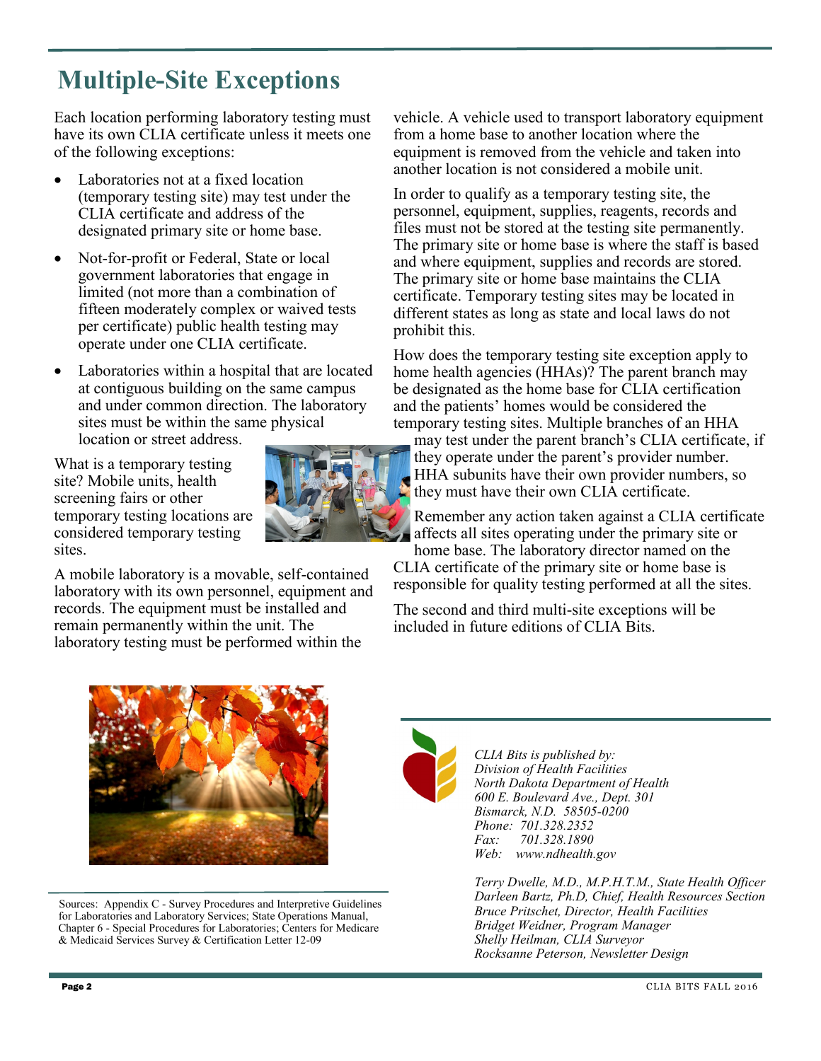# Multiple-Site Exceptions

Each location performing laboratory testing must have its own CLIA certificate unless it meets one of the following exceptions:

- Laboratories not at a fixed location (temporary testing site) may test under the CLIA certificate and address of the designated primary site or home base.
- Not-for-profit or Federal, State or local government laboratories that engage in limited (not more than a combination of fifteen moderately complex or waived tests per certificate) public health testing may operate under one CLIA certificate.
- Laboratories within a hospital that are located at contiguous building on the same campus and under common direction. The laboratory sites must be within the same physical location or street address.

What is a temporary testing site? Mobile units, health screening fairs or other temporary testing locations are considered temporary testing sites.

A mobile laboratory is a movable, self-contained laboratory with its own personnel, equipment and records. The equipment must be installed and remain permanently within the unit. The laboratory testing must be performed within the vehicle. A vehicle used to transport laboratory equipment from a home base to another location where the equipment is removed from the vehicle and taken into another location is not considered a mobile unit.

In order to qualify as a temporary testing site, the personnel, equipment, supplies, reagents, records and files must not be stored at the testing site permanently. The primary site or home base is where the staff is based and where equipment, supplies and records are stored. The primary site or home base maintains the CLIA certificate. Temporary testing sites may be located in different states as long as state and local laws do not prohibit this.

How does the temporary testing site exception apply to home health agencies (HHAs)? The parent branch may be designated as the home base for CLIA certification and the patients' homes would be considered the temporary testing sites. Multiple branches of an HHA may test under the parent branch's CLIA certificate, if they operate under the parent's provider number. HHA subunits have their own provider numbers, so they must have their own CLIA certificate.

Remember any action taken against a CLIA certificate affects all sites operating under the primary site or home base. The laboratory director named on the CLIA certificate of the primary site or home base is responsible for quality testing performed at all the sites.

The second and third multi-site exceptions will be included in future editions of CLIA Bits.

Sources: Appendix C - Survey Procedures and Interpretive Guidelines for Laboratories and Laboratory Services; State Operations Manual, Chapter 6 - Special Procedures for Laboratories; Centers for Medicare & Medicaid Services Survey & Certification Letter 12-09

*CLIA Bits is published by:*
*Division of Health Facilities*
*North Dakota Department of Health*
*600 E. Boulevard Ave., Dept. 301*
*Bismarck, N.D. 58505-0200*
*Phone: 701.328.2352*
*Fax: 701.328.1890*
*Web: www.ndhealth.gov*

*Terry Dwelle, M.D., M.P.H.T.M., State Health Officer*
*Darleen Bartz, Ph.D, Chief, Health Resources Section*
*Bruce Pritschet, Director, Health Facilities*
*Bridget Weidner, Program Manager*
*Shelly Heilman, CLIA Surveyor*
*Rocksanne Peterson, Newsletter Design*